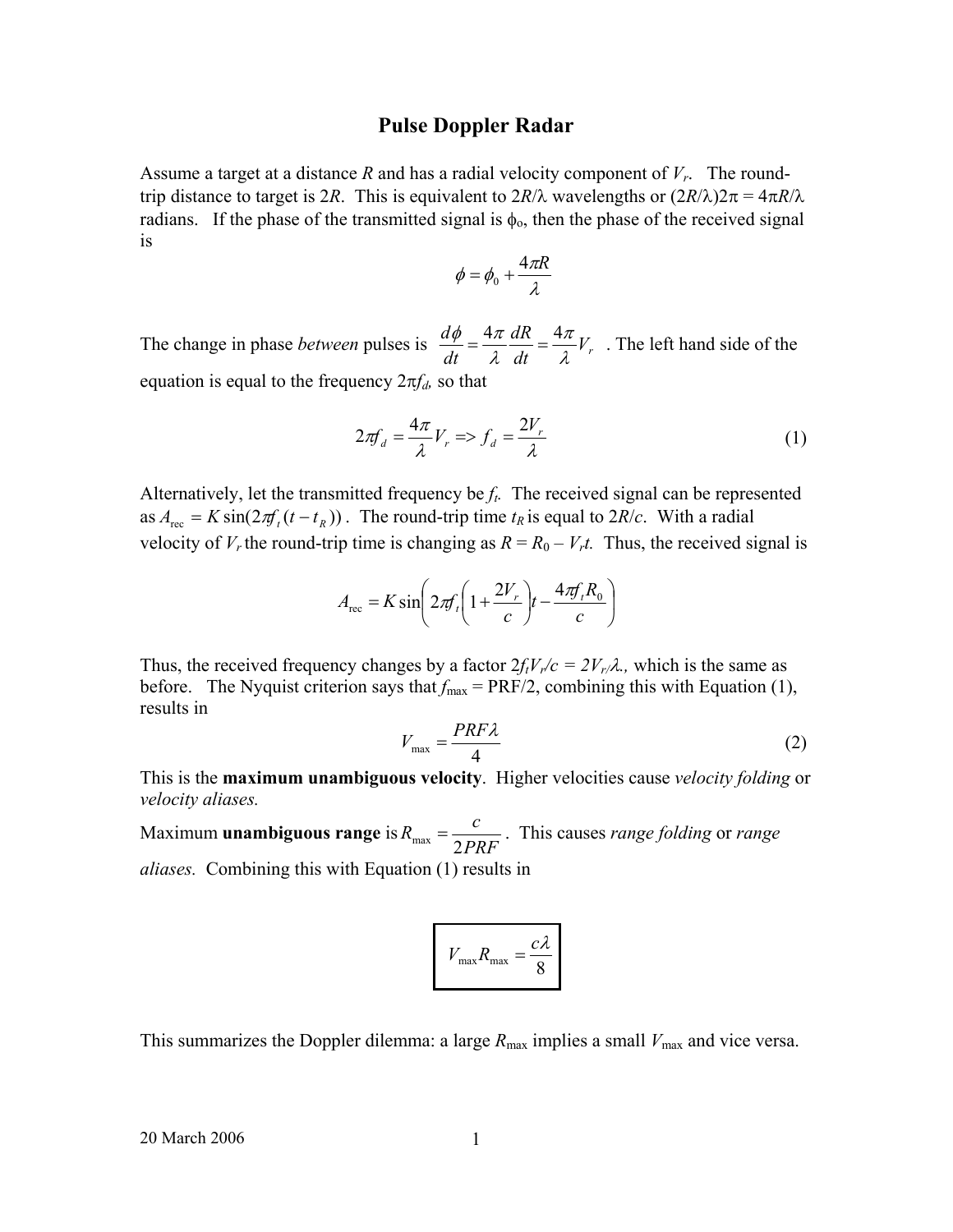# Pulse Doppler Radar

Assume a target at a distance $R$ and has a radial velocity component of $V_r$. The round-trip distance to target is $2R$. This is equivalent to $2R/\lambda$ wavelengths or $(2R/\lambda)2\pi = 4\pi R/\lambda$ radians. If the phase of the transmitted signal is $\phi_o$, then the phase of the received signal is

$$\phi = \phi_0 + \frac{4\pi R}{\lambda}$$

The change in phase *between* pulses is $\frac{d\phi}{dt} = \frac{4\pi}{\lambda}\frac{dR}{dt} = \frac{4\pi}{\lambda}V_r$ . The left hand side of the equation is equal to the frequency $2\pi f_d$, so that

$$2\pi f_d = \frac{4\pi}{\lambda}V_r \Rightarrow f_d = \frac{2V_r}{\lambda} \tag{1}$$

Alternatively, let the transmitted frequency be $f_t$. The received signal can be represented as $A_{\text{rec}} = K\sin(2\pi f_t(t - t_R))$. The round-trip time $t_R$ is equal to $2R/c$. With a radial velocity of $V_r$ the round-trip time is changing as $R = R_0 - V_r t$. Thus, the received signal is

$$A_{\text{rec}} = K\sin\left(2\pi f_t\left(1 + \frac{2V_r}{c}\right)t - \frac{4\pi f_t R_0}{c}\right)$$

Thus, the received frequency changes by a factor $2f_tV_r/c = 2V_r/\lambda$., which is the same as before. The Nyquist criterion says that $f_{\max} = \text{PRF}/2$, combining this with Equation (1), results in

$$V_{\max} = \frac{PRF\lambda}{4} \tag{2}$$

This is the **maximum unambiguous velocity**. Higher velocities cause *velocity folding* or *velocity aliases.*

Maximum **unambiguous range** is $R_{\max} = \frac{c}{2PRF}$ . This causes *range folding* or *range aliases.* Combining this with Equation (1) results in

$$\boxed{V_{\max}R_{\max} = \frac{c\lambda}{8}}$$

This summarizes the Doppler dilemma: a large $R_{\max}$ implies a small $V_{\max}$ and vice versa.

20 March 2006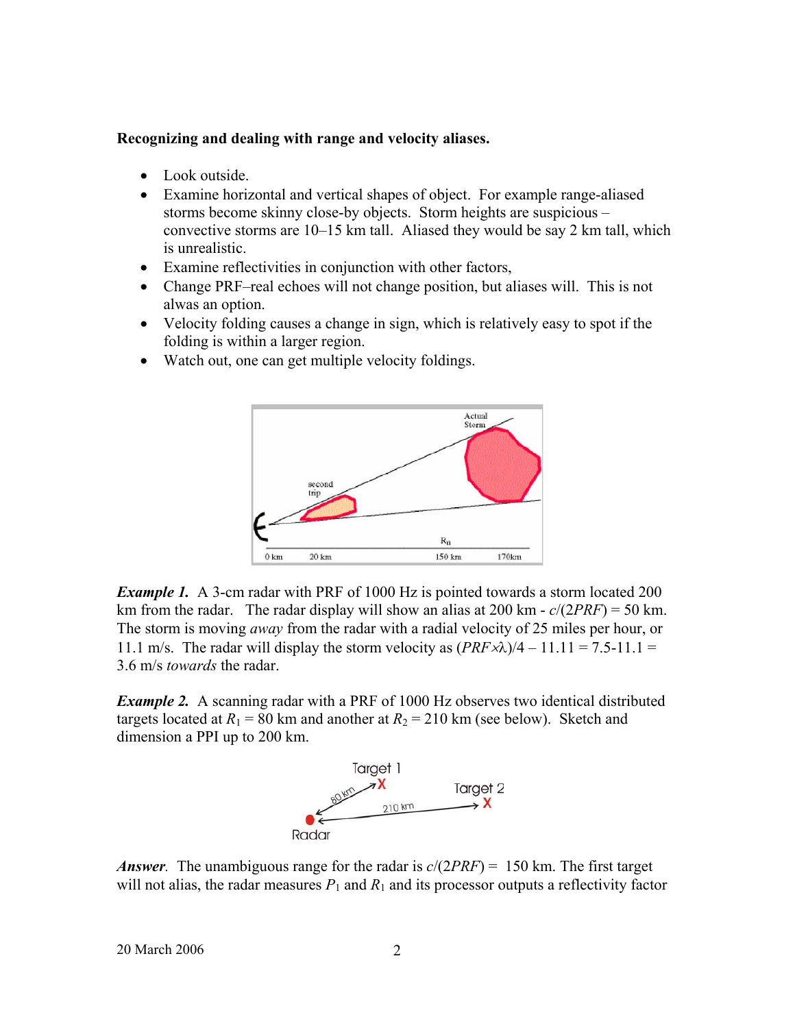**Recognizing and dealing with range and velocity aliases.**

- Look outside.
- Examine horizontal and vertical shapes of object. For example range-aliased storms become skinny close-by objects. Storm heights are suspicious – convective storms are 10–15 km tall. Aliased they would be say 2 km tall, which is unrealistic.
- Examine reflectivities in conjunction with other factors,
- Change PRF–real echoes will not change position, but aliases will. This is not alwas an option.
- Velocity folding causes a change in sign, which is relatively easy to spot if the folding is within a larger region.
- Watch out, one can get multiple velocity foldings.

Actual Storm

second trip

$R_u$

0 km   20 km   150 km   170km

***Example 1.*** A 3-cm radar with PRF of 1000 Hz is pointed towards a storm located 200 km from the radar. The radar display will show an alias at 200 km - $c/(2PRF)$ = 50 km. The storm is moving *away* from the radar with a radial velocity of 25 miles per hour, or 11.1 m/s. The radar will display the storm velocity as $(PRF \times \lambda)/4 - 11.11 = 7.5 - 11.1 =$ 3.6 m/s *towards* the radar.

***Example 2.*** A scanning radar with a PRF of 1000 Hz observes two identical distributed targets located at $R_1$ = 80 km and another at $R_2$ = 210 km (see below). Sketch and dimension a PPI up to 200 km.

Target 1

Target 2

80 km

210 km

Radar

***Answer.*** The unambiguous range for the radar is $c/(2PRF)$ = 150 km. The first target will not alias, the radar measures $P_1$ and $R_1$ and its processor outputs a reflectivity factor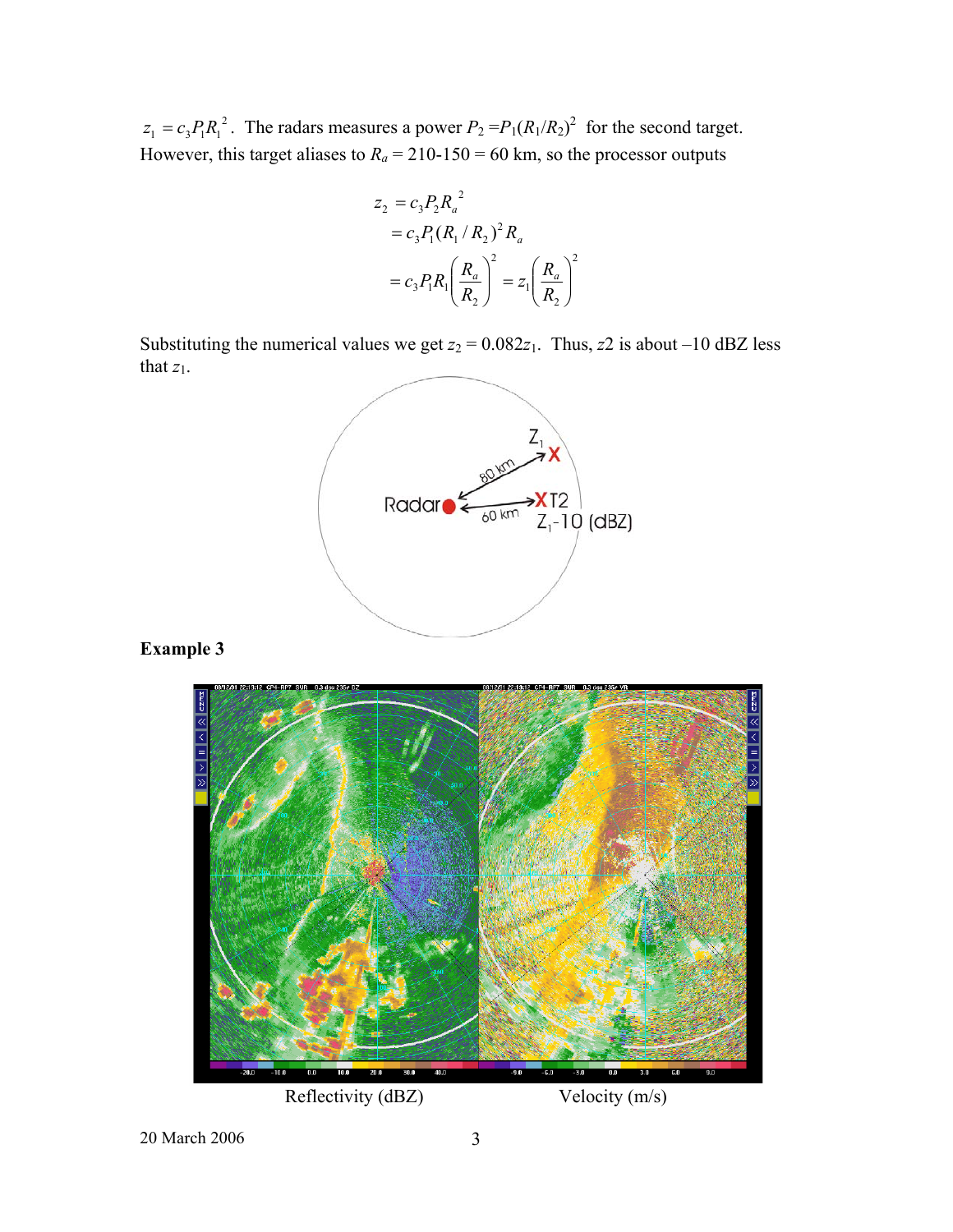$z_1 = c_3 P_1 R_1^{\ 2}$. The radars measures a power $P_2 = P_1(R_1/R_2)^2$ for the second target. However, this target aliases to $R_a = 210\text{-}150 = 60$ km, so the processor outputs

$$
\begin{aligned}
z_2 &= c_3 P_2 R_a^{\ 2} \\
&= c_3 P_1 (R_1/R_2)^2 R_a \\
&= c_3 P_1 R_1 \left(\frac{R_a}{R_2}\right)^2 = z_1 \left(\frac{R_a}{R_2}\right)^2
\end{aligned}
$$

Substituting the numerical values we get $z_2 = 0.082z_1$. Thus, $z2$ is about –10 dBZ less that $z_1$.

Radar

80 km

60 km

Z1

T2

Z1-10 (dBZ)

**Example 3**

Reflectivity (dBZ)

Velocity (m/s)

20 March 2006